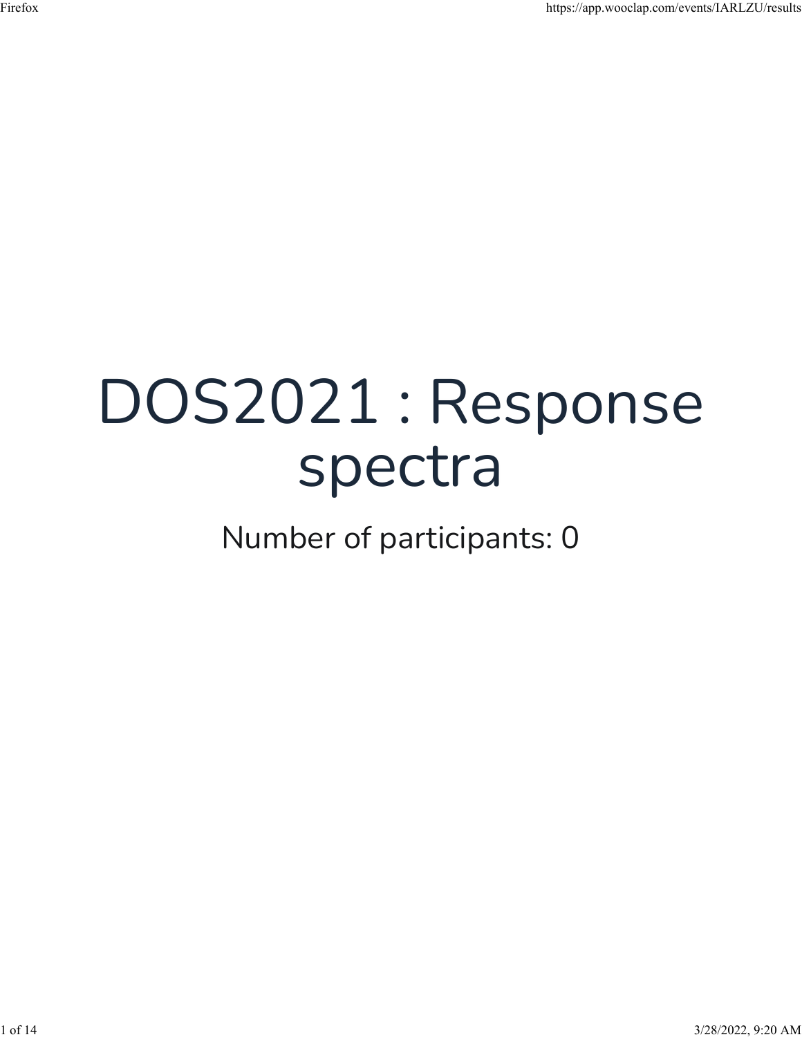# DOS2021 : Response spectra

Number of participants: 0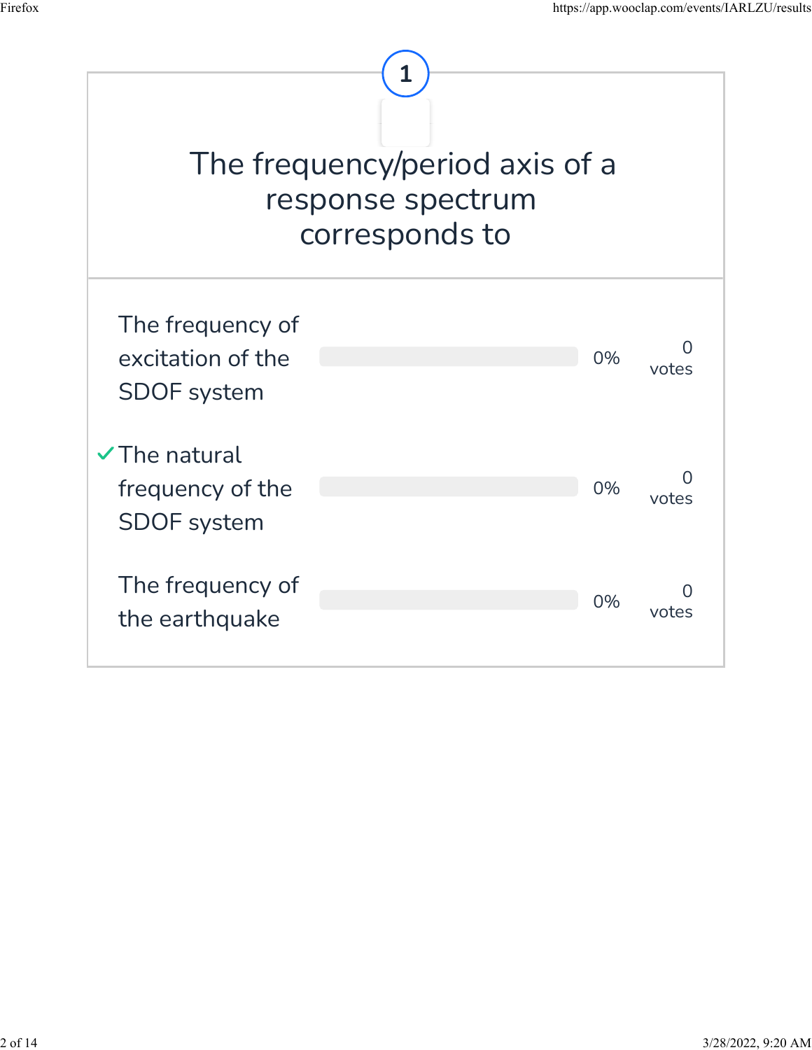**1**

## The frequency/period axis of a response spectrum corresponds to

| Option | Result | Votes |
|---|---|---|
| The frequency of excitation of the SDOF system | 0% | 0 votes |
| ✓ The natural frequency of the SDOF system | 0% | 0 votes |
| The frequency of the earthquake | 0% | 0 votes |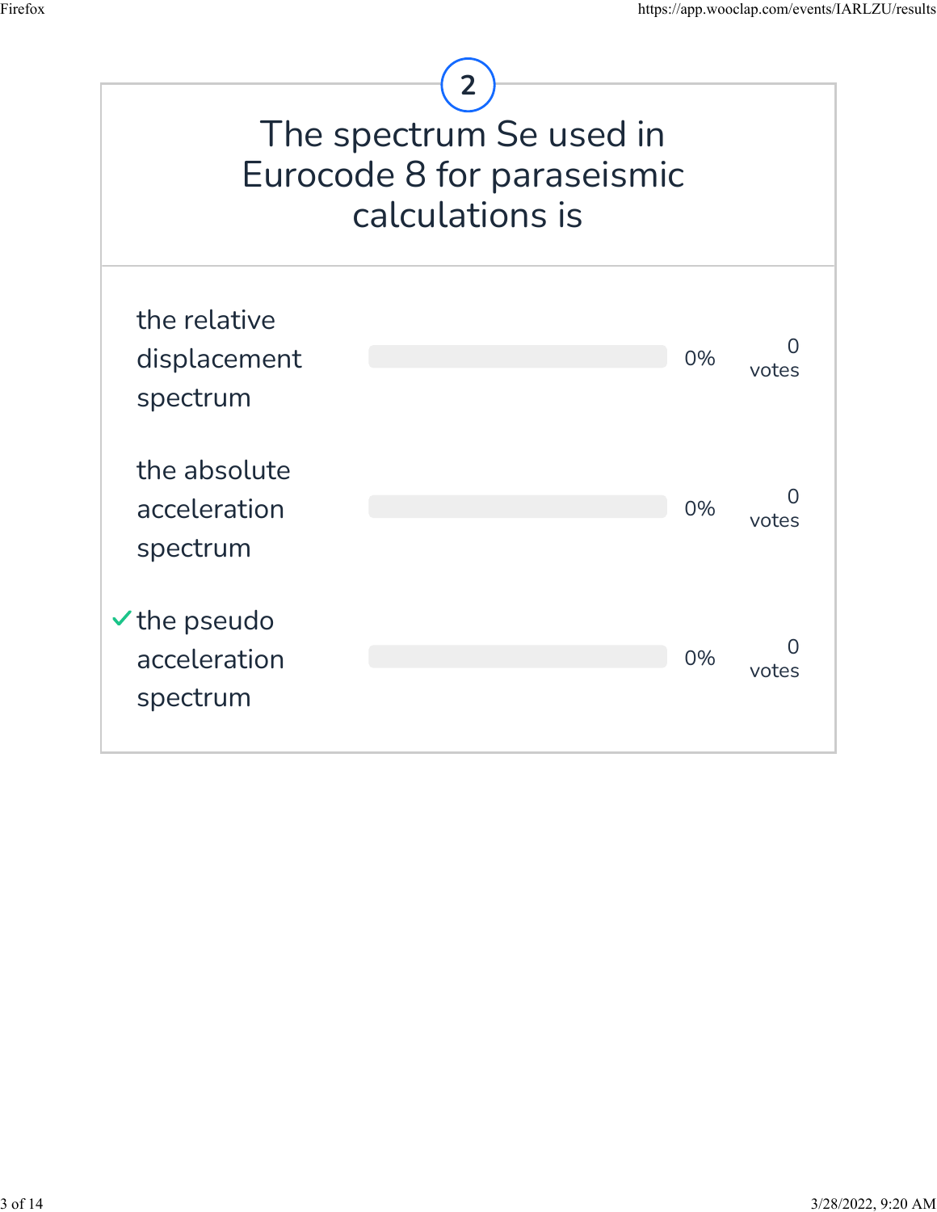## 2

# The spectrum Se used in Eurocode 8 for paraseismic calculations is

| Answer | Percentage | Votes |
| --- | --- | --- |
| the relative displacement spectrum | 0% | 0 votes |
| the absolute acceleration spectrum | 0% | 0 votes |
| ✓ the pseudo acceleration spectrum | 0% | 0 votes |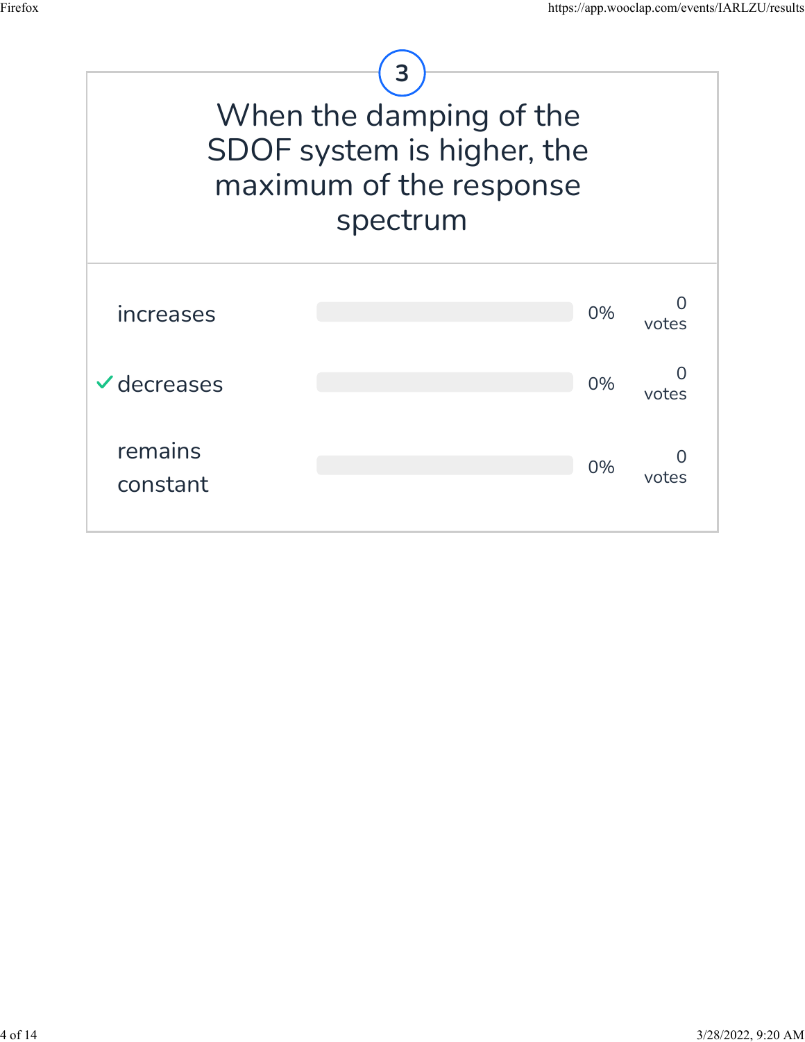## 3

# When the damping of the SDOF system is higher, the maximum of the response spectrum

| Option | Percentage | Votes |
| --- | --- | --- |
| increases | 0% | 0 votes |
| ✓ decreases | 0% | 0 votes |
| remains constant | 0% | 0 votes |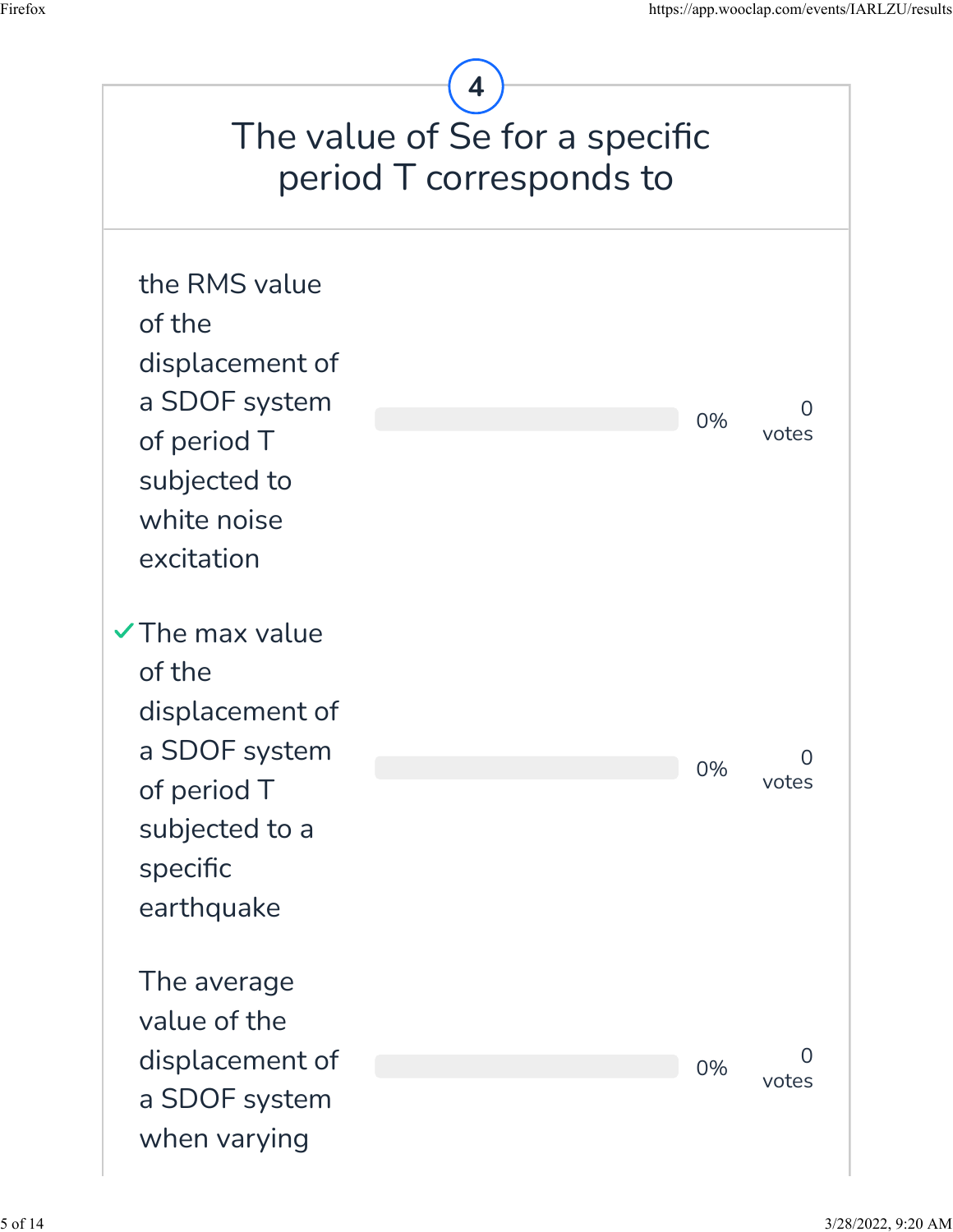# 4

## The value of Se for a specific period T corresponds to

| Answer | Percentage | Votes |
| --- | --- | --- |
| the RMS value of the displacement of a SDOF system of period T subjected to white noise excitation | 0% | 0 votes |
| ✓ The max value of the displacement of a SDOF system of period T subjected to a specific earthquake | 0% | 0 votes |
| The average value of the displacement of a SDOF system when varying | 0% | 0 votes |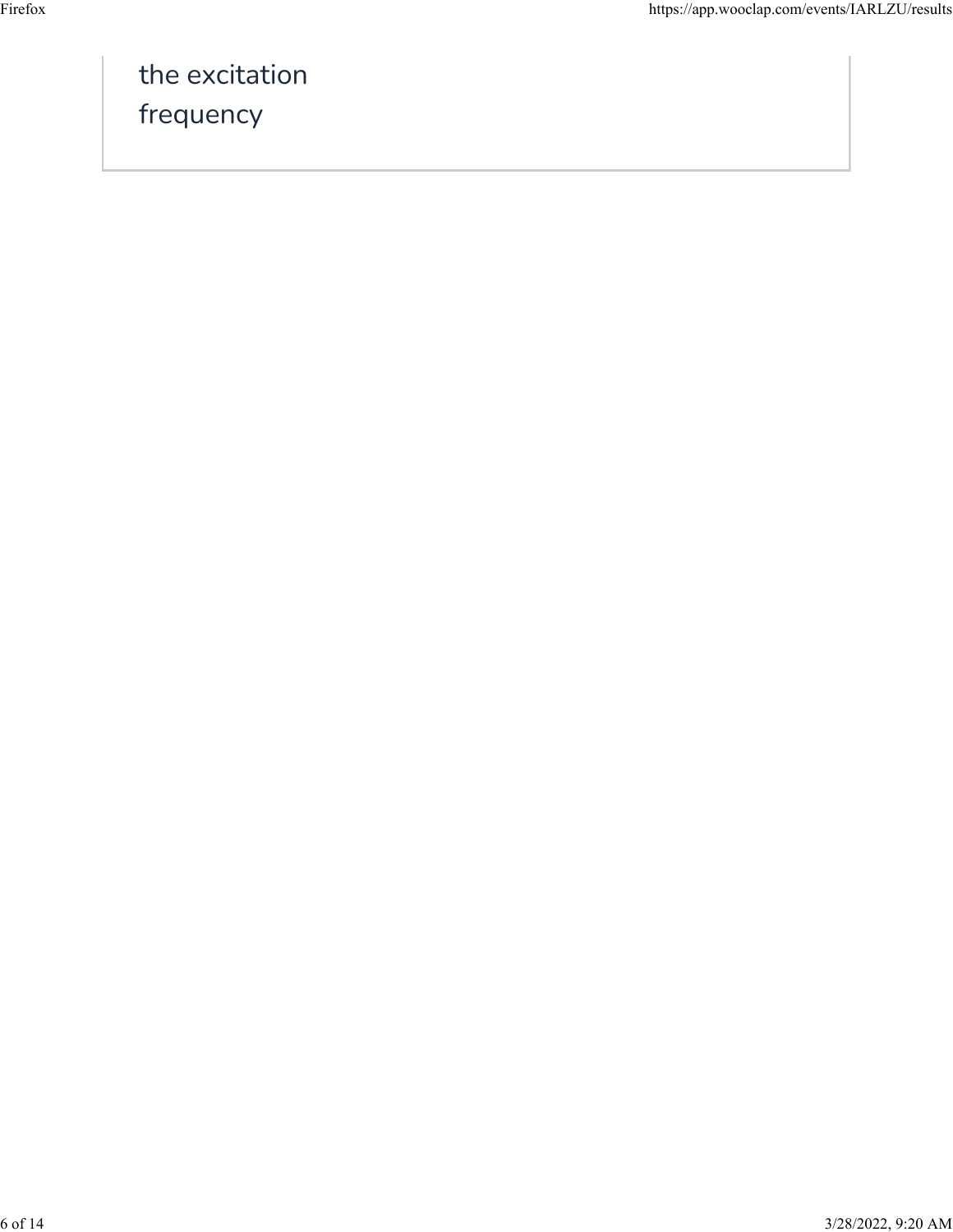the excitation frequency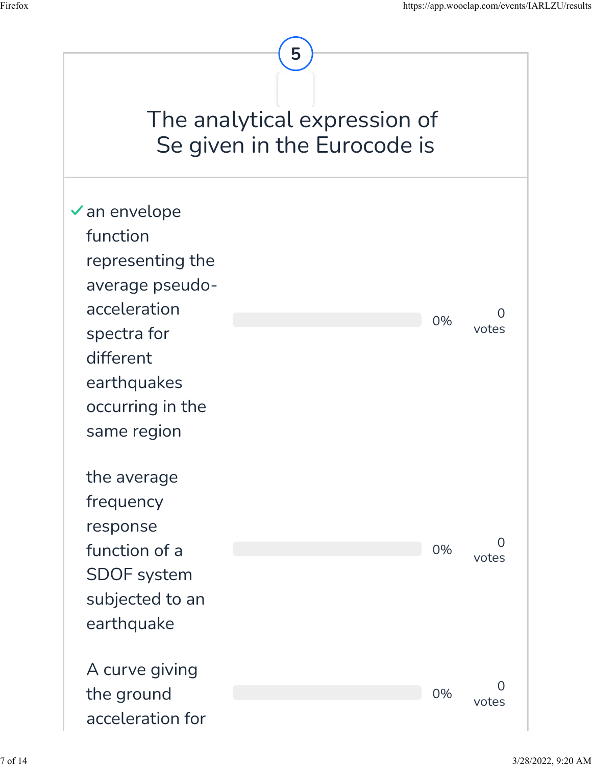5

## The analytical expression of Se given in the Eurocode is

| Option | Bar | Percentage | Votes |
|---|---|---|---|
| ✓ an envelope function representing the average pseudo-acceleration spectra for different earthquakes occurring in the same region | | 0% | 0 votes |
| the average frequency response function of a SDOF system subjected to an earthquake | | 0% | 0 votes |
| A curve giving the ground acceleration for | | 0% | 0 votes |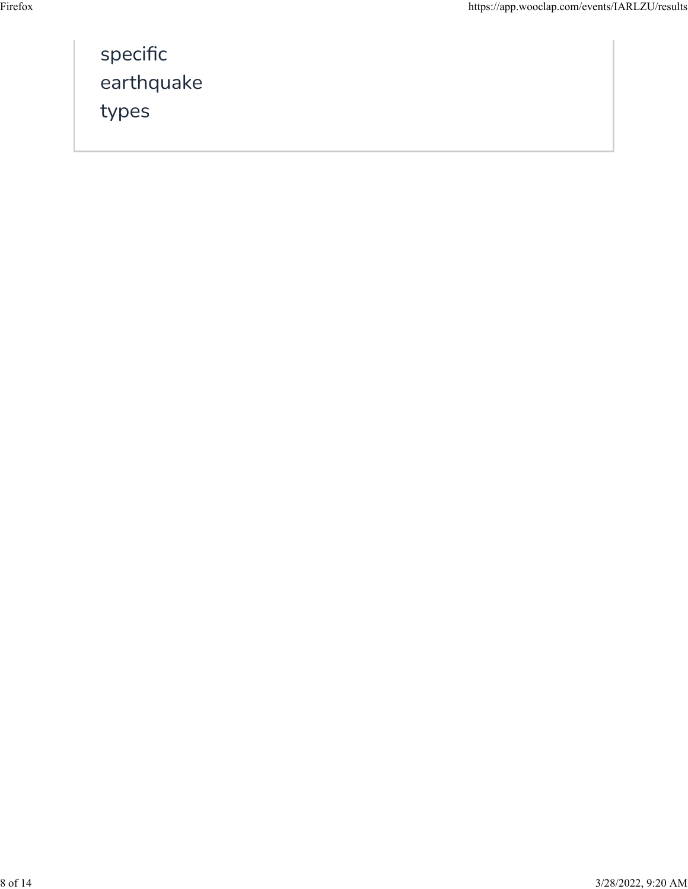specific
earthquake
types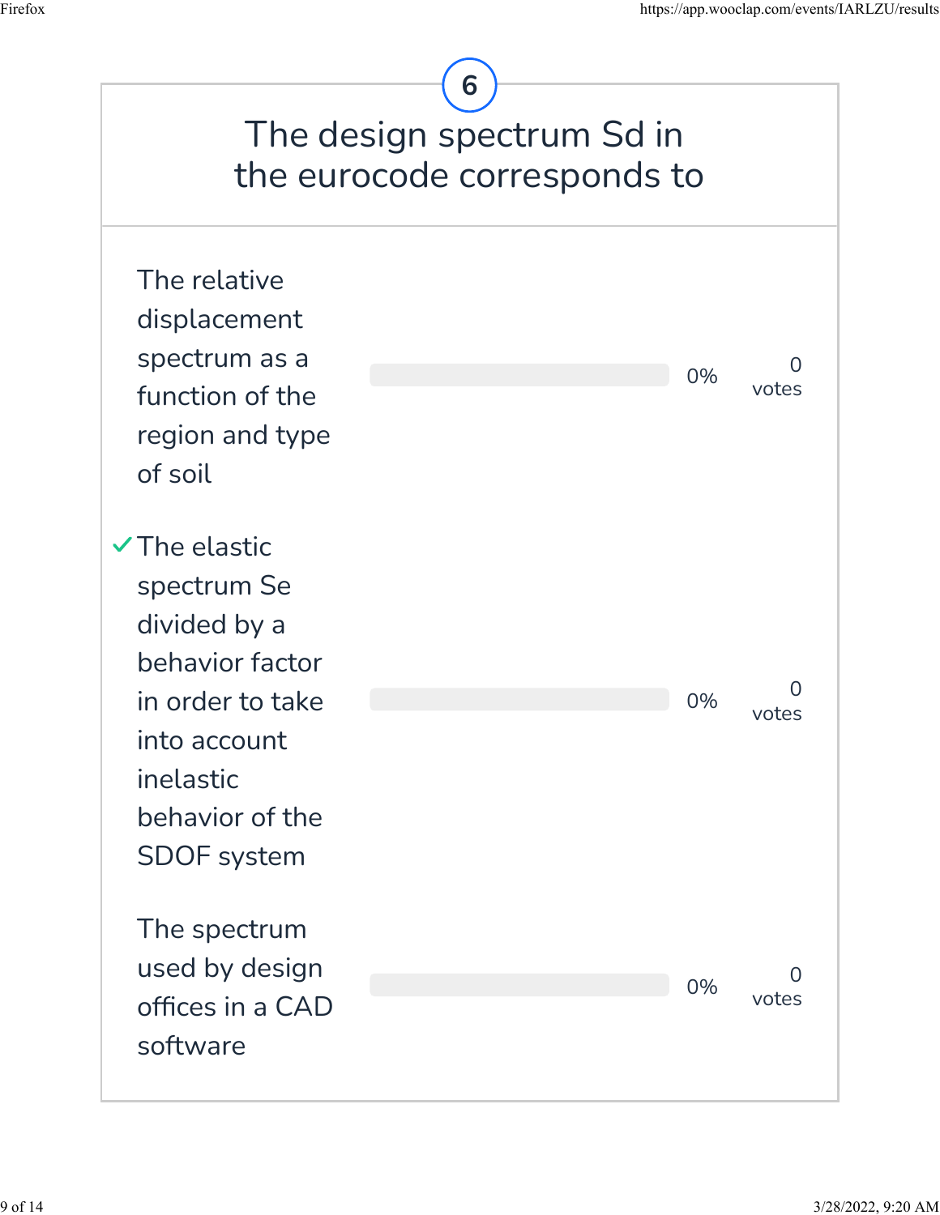# 6

## The design spectrum Sd in the eurocode corresponds to

| Answer | | Percentage | Votes |
|---|---|---|---|
| The relative displacement spectrum as a function of the region and type of soil | | 0% | 0 votes |
| ✓ The elastic spectrum Se divided by a behavior factor in order to take into account inelastic behavior of the SDOF system | | 0% | 0 votes |
| The spectrum used by design offices in a CAD software | | 0% | 0 votes |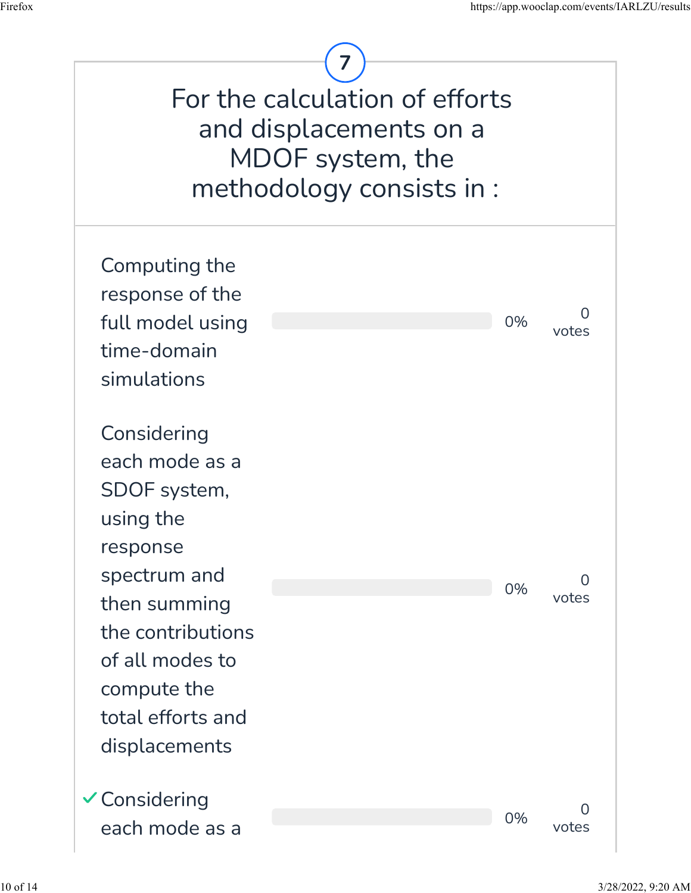## 7

# For the calculation of efforts and displacements on a MDOF system, the methodology consists in :

| Option | Percentage | Votes |
|---|---|---|
| Computing the response of the full model using time-domain simulations | 0% | 0 votes |
| Considering each mode as a SDOF system, using the response spectrum and then summing the contributions of all modes to compute the total efforts and displacements | 0% | 0 votes |
| ✓ Considering each mode as a | 0% | 0 votes |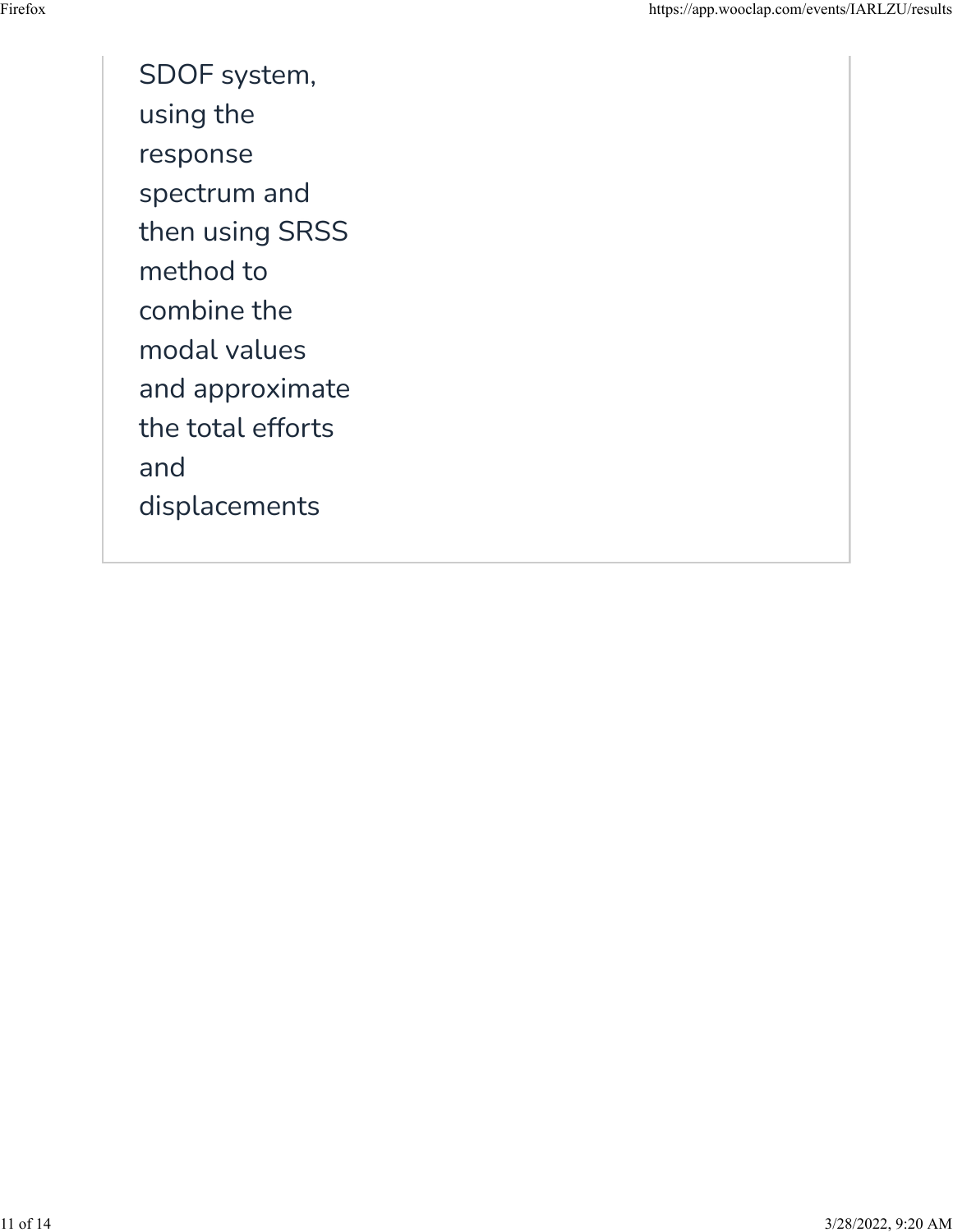SDOF system, using the response spectrum and then using SRSS method to combine the modal values and approximate the total efforts and displacements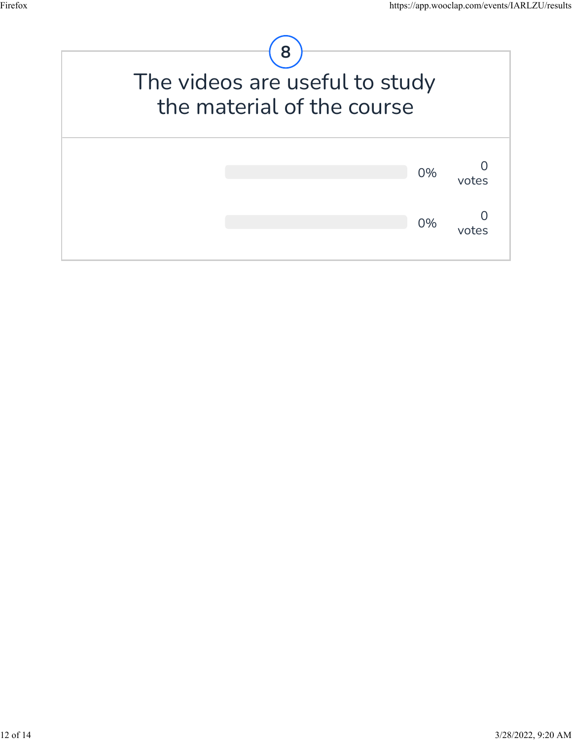8

## The videos are useful to study the material of the course

| | | |
|---|---|---|
| | 0% | 0 votes |
| | 0% | 0 votes |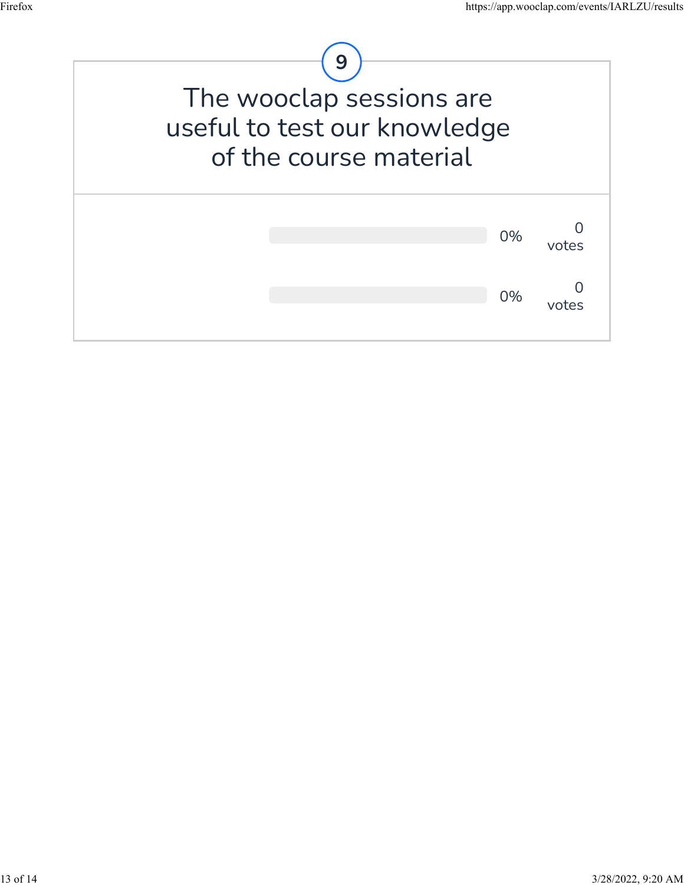9

## The wooclap sessions are useful to test our knowledge of the course material

0% 0 votes

0% 0 votes